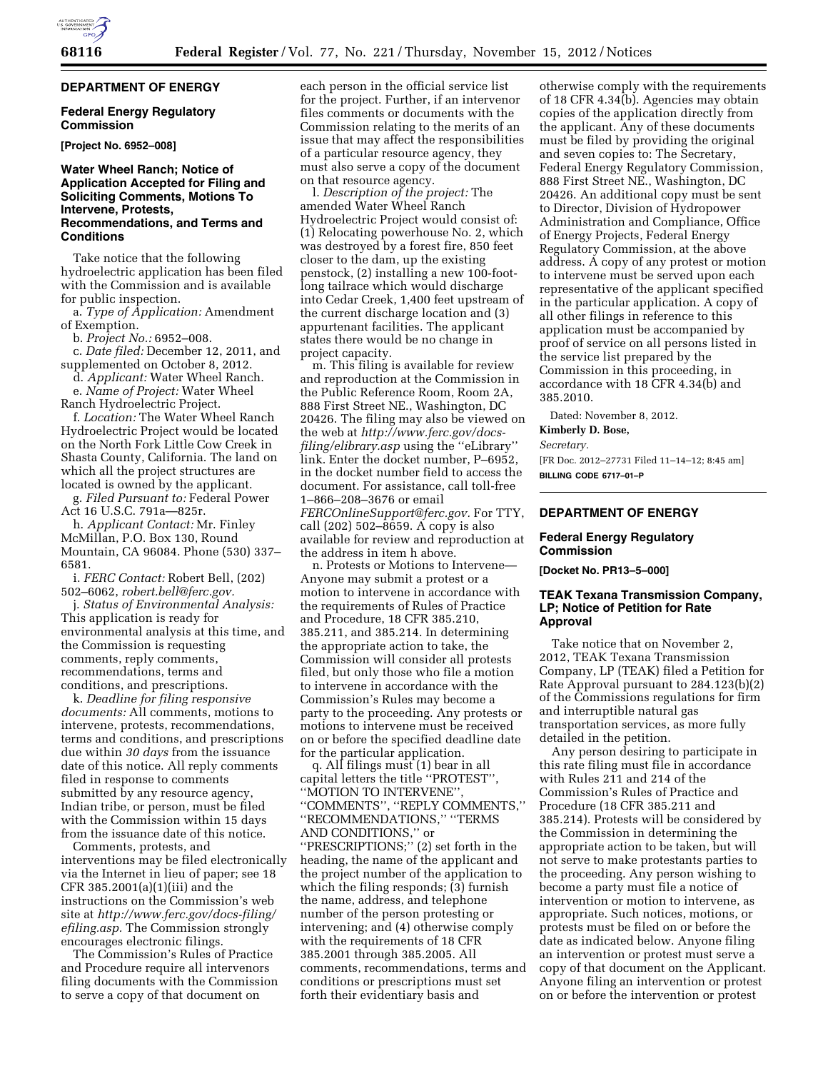## DEPARTMENT OF ENERGY

### Federal Energy Regulatory Commission

**[Project No. 6952–008]**

### Water Wheel Ranch; Notice of Application Accepted for Filing and Soliciting Comments, Motions To Intervene, Protests, Recommendations, and Terms and Conditions

Take notice that the following hydroelectric application has been filed with the Commission and is available for public inspection.

a. *Type of Application:* Amendment of Exemption.

b. *Project No.:* 6952–008.

c. *Date filed:* December 12, 2011, and supplemented on October 8, 2012.

d. *Applicant:* Water Wheel Ranch.

e. *Name of Project:* Water Wheel Ranch Hydroelectric Project.

f. *Location:* The Water Wheel Ranch Hydroelectric Project would be located on the North Fork Little Cow Creek in Shasta County, California. The land on which all the project structures are located is owned by the applicant.

g. *Filed Pursuant to:* Federal Power Act 16 U.S.C. 791a—825r.

h. *Applicant Contact:* Mr. Finley McMillan, P.O. Box 130, Round Mountain, CA 96084. Phone (530) 337–6581.

i. *FERC Contact:* Robert Bell, (202) 502–6062, *robert.bell@ferc.gov.*

j. *Status of Environmental Analysis:* This application is ready for environmental analysis at this time, and the Commission is requesting comments, reply comments, recommendations, terms and conditions, and prescriptions.

k. *Deadline for filing responsive documents:* All comments, motions to intervene, protests, recommendations, terms and conditions, and prescriptions due within *30 days* from the issuance date of this notice. All reply comments filed in response to comments submitted by any resource agency, Indian tribe, or person, must be filed with the Commission within 15 days from the issuance date of this notice.

Comments, protests, and interventions may be filed electronically via the Internet in lieu of paper; see 18 CFR 385.2001(a)(1)(iii) and the instructions on the Commission's web site at *http://www.ferc.gov/docs-filing/efiling.asp.* The Commission strongly encourages electronic filings.

The Commission's Rules of Practice and Procedure require all intervenors filing documents with the Commission to serve a copy of that document on each person in the official service list for the project. Further, if an intervenor files comments or documents with the Commission relating to the merits of an issue that may affect the responsibilities of a particular resource agency, they must also serve a copy of the document on that resource agency.

l. *Description of the project:* The amended Water Wheel Ranch Hydroelectric Project would consist of: (1) Relocating powerhouse No. 2, which was destroyed by a forest fire, 850 feet closer to the dam, up the existing penstock, (2) installing a new 100-foot-long tailrace which would discharge into Cedar Creek, 1,400 feet upstream of the current discharge location and (3) appurtenant facilities. The applicant states there would be no change in project capacity.

m. This filing is available for review and reproduction at the Commission in the Public Reference Room, Room 2A, 888 First Street NE., Washington, DC 20426. The filing may also be viewed on the web at *http://www.ferc.gov/docs-filing/elibrary.asp* using the ''eLibrary'' link. Enter the docket number, P–6952, in the docket number field to access the document. For assistance, call toll-free 1–866–208–3676 or email *FERCOnlineSupport@ferc.gov.* For TTY, call (202) 502–8659. A copy is also available for review and reproduction at the address in item h above.

n. Protests or Motions to Intervene—Anyone may submit a protest or a motion to intervene in accordance with the requirements of Rules of Practice and Procedure, 18 CFR 385.210, 385.211, and 385.214. In determining the appropriate action to take, the Commission will consider all protests filed, but only those who file a motion to intervene in accordance with the Commission's Rules may become a party to the proceeding. Any protests or motions to intervene must be received on or before the specified deadline date for the particular application.

q. All filings must (1) bear in all capital letters the title ''PROTEST'', ''MOTION TO INTERVENE'', ''COMMENTS'', ''REPLY COMMENTS,'' ''RECOMMENDATIONS,'' ''TERMS AND CONDITIONS,'' or ''PRESCRIPTIONS;'' (2) set forth in the heading, the name of the applicant and the project number of the application to which the filing responds; (3) furnish the name, address, and telephone number of the person protesting or intervening; and (4) otherwise comply with the requirements of 18 CFR 385.2001 through 385.2005. All comments, recommendations, terms and conditions or prescriptions must set forth their evidentiary basis and otherwise comply with the requirements of 18 CFR 4.34(b). Agencies may obtain copies of the application directly from the applicant. Any of these documents must be filed by providing the original and seven copies to: The Secretary, Federal Energy Regulatory Commission, 888 First Street NE., Washington, DC 20426. An additional copy must be sent to Director, Division of Hydropower Administration and Compliance, Office of Energy Projects, Federal Energy Regulatory Commission, at the above address. A copy of any protest or motion to intervene must be served upon each representative of the applicant specified in the particular application. A copy of all other filings in reference to this application must be accompanied by proof of service on all persons listed in the service list prepared by the Commission in this proceeding, in accordance with 18 CFR 4.34(b) and 385.2010.

Dated: November 8, 2012.

**Kimberly D. Bose,**

*Secretary.*

[FR Doc. 2012–27731 Filed 11–14–12; 8:45 am]

**BILLING CODE 6717–01–P**

## DEPARTMENT OF ENERGY

### Federal Energy Regulatory Commission

**[Docket No. PR13–5–000]**

### TEAK Texana Transmission Company, LP; Notice of Petition for Rate Approval

Take notice that on November 2, 2012, TEAK Texana Transmission Company, LP (TEAK) filed a Petition for Rate Approval pursuant to 284.123(b)(2) of the Commissions regulations for firm and interruptible natural gas transportation services, as more fully detailed in the petition.

Any person desiring to participate in this rate filing must file in accordance with Rules 211 and 214 of the Commission's Rules of Practice and Procedure (18 CFR 385.211 and 385.214). Protests will be considered by the Commission in determining the appropriate action to be taken, but will not serve to make protestants parties to the proceeding. Any person wishing to become a party must file a notice of intervention or motion to intervene, as appropriate. Such notices, motions, or protests must be filed on or before the date as indicated below. Anyone filing an intervention or protest must serve a copy of that document on the Applicant. Anyone filing an intervention or protest on or before the intervention or protest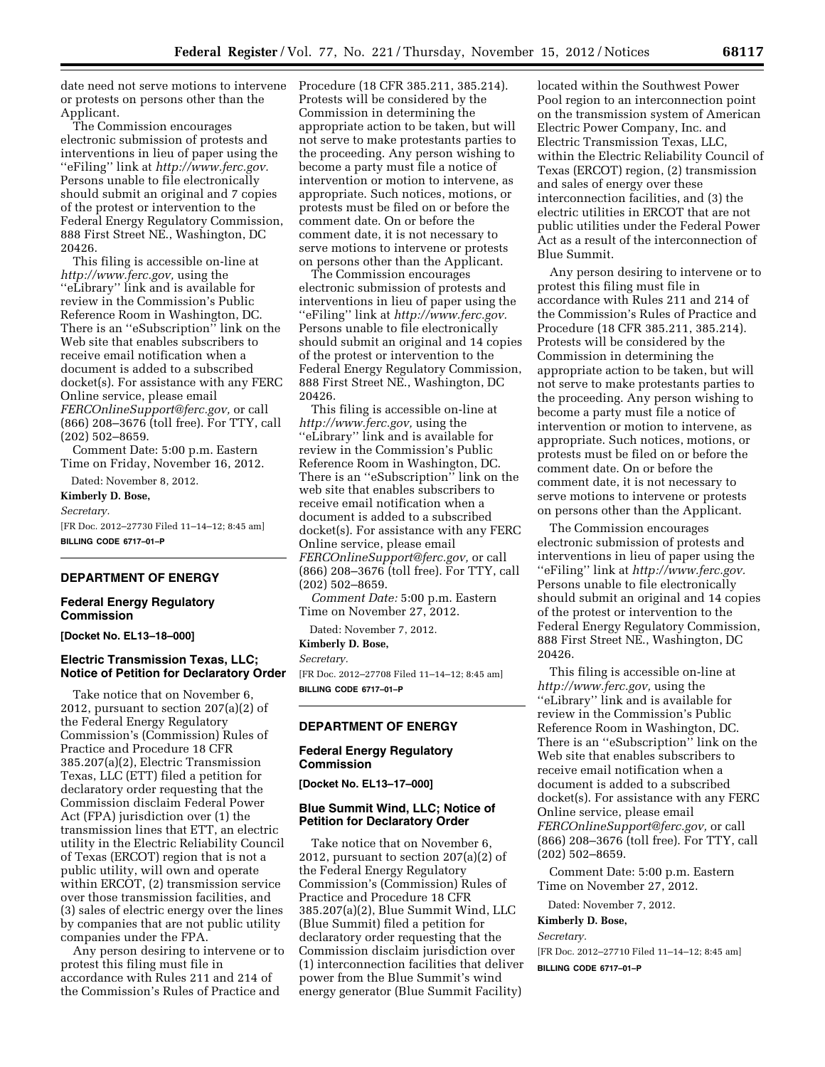date need not serve motions to intervene or protests on persons other than the Applicant.

The Commission encourages electronic submission of protests and interventions in lieu of paper using the ''eFiling'' link at *http://www.ferc.gov.* Persons unable to file electronically should submit an original and 7 copies of the protest or intervention to the Federal Energy Regulatory Commission, 888 First Street NE., Washington, DC 20426.

This filing is accessible on-line at *http://www.ferc.gov,* using the ''eLibrary'' link and is available for review in the Commission's Public Reference Room in Washington, DC. There is an ''eSubscription'' link on the Web site that enables subscribers to receive email notification when a document is added to a subscribed docket(s). For assistance with any FERC Online service, please email *FERCOnlineSupport@ferc.gov,* or call (866) 208–3676 (toll free). For TTY, call (202) 502–8659.

Comment Date: 5:00 p.m. Eastern Time on Friday, November 16, 2012.

Dated: November 8, 2012.

**Kimberly D. Bose,**

*Secretary.*

[FR Doc. 2012–27730 Filed 11–14–12; 8:45 am]

**BILLING CODE 6717–01–P**

## DEPARTMENT OF ENERGY

### Federal Energy Regulatory Commission

**[Docket No. EL13–18–000]**

### Electric Transmission Texas, LLC; Notice of Petition for Declaratory Order

Take notice that on November 6, 2012, pursuant to section 207(a)(2) of the Federal Energy Regulatory Commission's (Commission) Rules of Practice and Procedure 18 CFR 385.207(a)(2), Electric Transmission Texas, LLC (ETT) filed a petition for declaratory order requesting that the Commission disclaim Federal Power Act (FPA) jurisdiction over (1) the transmission lines that ETT, an electric utility in the Electric Reliability Council of Texas (ERCOT) region that is not a public utility, will own and operate within ERCOT, (2) transmission service over those transmission facilities, and (3) sales of electric energy over the lines by companies that are not public utility companies under the FPA.

Any person desiring to intervene or to protest this filing must file in accordance with Rules 211 and 214 of the Commission's Rules of Practice and Procedure (18 CFR 385.211, 385.214). Protests will be considered by the Commission in determining the appropriate action to be taken, but will not serve to make protestants parties to the proceeding. Any person wishing to become a party must file a notice of intervention or motion to intervene, as appropriate. Such notices, motions, or protests must be filed on or before the comment date. On or before the comment date, it is not necessary to serve motions to intervene or protests on persons other than the Applicant.

The Commission encourages electronic submission of protests and interventions in lieu of paper using the ''eFiling'' link at *http://www.ferc.gov.* Persons unable to file electronically should submit an original and 14 copies of the protest or intervention to the Federal Energy Regulatory Commission, 888 First Street NE., Washington, DC 20426.

This filing is accessible on-line at *http://www.ferc.gov,* using the ''eLibrary'' link and is available for review in the Commission's Public Reference Room in Washington, DC. There is an ''eSubscription'' link on the web site that enables subscribers to receive email notification when a document is added to a subscribed docket(s). For assistance with any FERC Online service, please email *FERCOnlineSupport@ferc.gov,* or call (866) 208–3676 (toll free). For TTY, call (202) 502–8659.

*Comment Date:* 5:00 p.m. Eastern Time on November 27, 2012.

Dated: November 7, 2012.

**Kimberly D. Bose,**

*Secretary.*

[FR Doc. 2012–27708 Filed 11–14–12; 8:45 am]

**BILLING CODE 6717–01–P**

## DEPARTMENT OF ENERGY

### Federal Energy Regulatory Commission

**[Docket No. EL13–17–000]**

### Blue Summit Wind, LLC; Notice of Petition for Declaratory Order

Take notice that on November 6, 2012, pursuant to section 207(a)(2) of the Federal Energy Regulatory Commission's (Commission) Rules of Practice and Procedure 18 CFR 385.207(a)(2), Blue Summit Wind, LLC (Blue Summit) filed a petition for declaratory order requesting that the Commission disclaim jurisdiction over (1) interconnection facilities that deliver power from the Blue Summit's wind energy generator (Blue Summit Facility) located within the Southwest Power Pool region to an interconnection point on the transmission system of American Electric Power Company, Inc. and Electric Transmission Texas, LLC, within the Electric Reliability Council of Texas (ERCOT) region, (2) transmission and sales of energy over these interconnection facilities, and (3) the electric utilities in ERCOT that are not public utilities under the Federal Power Act as a result of the interconnection of Blue Summit.

Any person desiring to intervene or to protest this filing must file in accordance with Rules 211 and 214 of the Commission's Rules of Practice and Procedure (18 CFR 385.211, 385.214). Protests will be considered by the Commission in determining the appropriate action to be taken, but will not serve to make protestants parties to the proceeding. Any person wishing to become a party must file a notice of intervention or motion to intervene, as appropriate. Such notices, motions, or protests must be filed on or before the comment date. On or before the comment date, it is not necessary to serve motions to intervene or protests on persons other than the Applicant.

The Commission encourages electronic submission of protests and interventions in lieu of paper using the ''eFiling'' link at *http://www.ferc.gov.* Persons unable to file electronically should submit an original and 14 copies of the protest or intervention to the Federal Energy Regulatory Commission, 888 First Street NE., Washington, DC 20426.

This filing is accessible on-line at *http://www.ferc.gov,* using the ''eLibrary'' link and is available for review in the Commission's Public Reference Room in Washington, DC. There is an ''eSubscription'' link on the Web site that enables subscribers to receive email notification when a document is added to a subscribed docket(s). For assistance with any FERC Online service, please email *FERCOnlineSupport@ferc.gov,* or call (866) 208–3676 (toll free). For TTY, call (202) 502–8659.

Comment Date: 5:00 p.m. Eastern Time on November 27, 2012.

Dated: November 7, 2012.

**Kimberly D. Bose,**

*Secretary.*

[FR Doc. 2012–27710 Filed 11–14–12; 8:45 am]

**BILLING CODE 6717–01–P**